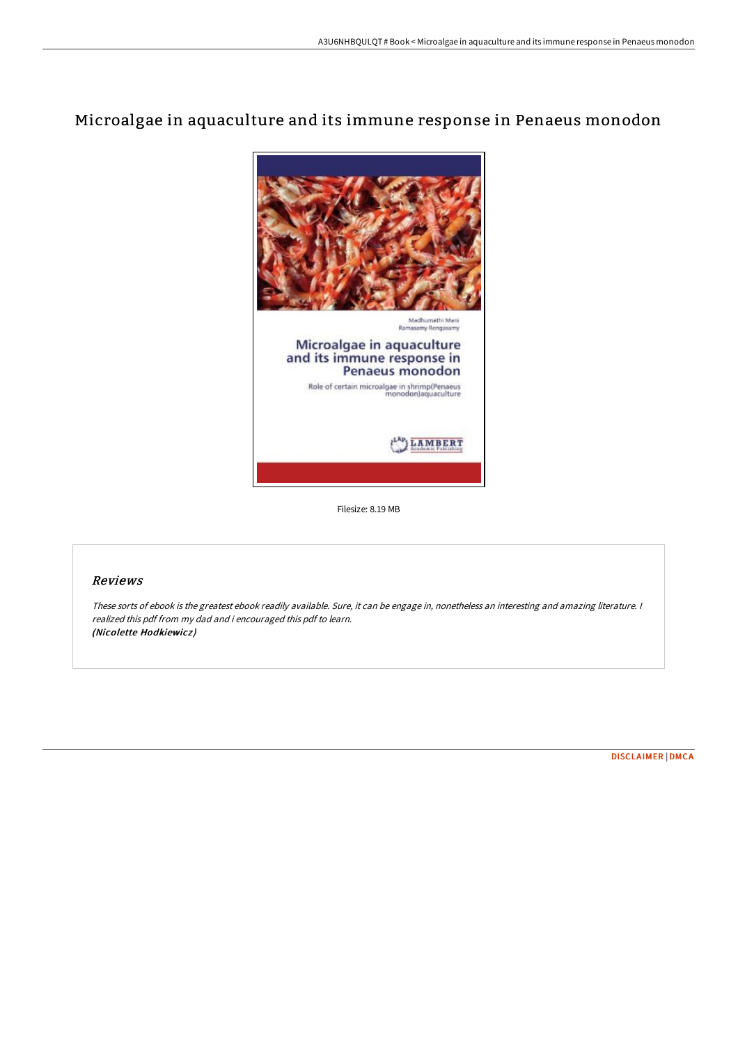# Microalgae in aquaculture and its immune response in Penaeus monodon

Madhumathi Mani
Ramasamy Rengasamy

Microalgae in aquaculture and its immune response in Penaeus monodon

Role of certain microalgae in shrimp(Penaeus monodon)aquaculture

LAMBERT Academic Publishing

Filesize: 8.19 MB

## Reviews

*These sorts of ebook is the greatest ebook readily available. Sure, it can be engage in, nonetheless an interesting and amazing literature. I realized this pdf from my dad and i encouraged this pdf to learn.*
***(Nicolette Hodkiewicz)***

DISCLAIMER | DMCA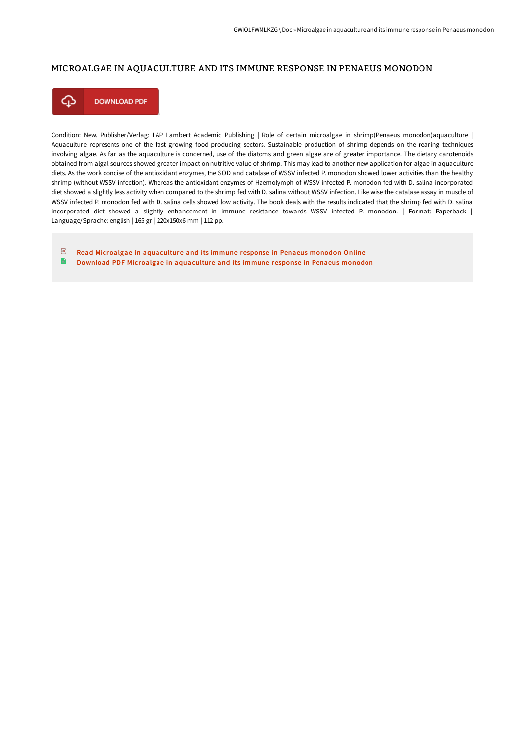# MICROALGAE IN AQUACULTURE AND ITS IMMUNE RESPONSE IN PENAEUS MONODON

DOWNLOAD PDF

Condition: New. Publisher/Verlag: LAP Lambert Academic Publishing | Role of certain microalgae in shrimp(Penaeus monodon)aquaculture | Aquaculture represents one of the fast growing food producing sectors. Sustainable production of shrimp depends on the rearing techniques involving algae. As far as the aquaculture is concerned, use of the diatoms and green algae are of greater importance. The dietary carotenoids obtained from algal sources showed greater impact on nutritive value of shrimp. This may lead to another new application for algae in aquaculture diets. As the work concise of the antioxidant enzymes, the SOD and catalase of WSSV infected P. monodon showed lower activities than the healthy shrimp (without WSSV infection). Whereas the antioxidant enzymes of Haemolymph of WSSV infected P. monodon fed with D. salina incorporated diet showed a slightly less activity when compared to the shrimp fed with D. salina without WSSV infection. Like wise the catalase assay in muscle of WSSV infected P. monodon fed with D. salina cells showed low activity. The book deals with the results indicated that the shrimp fed with D. salina incorporated diet showed a slightly enhancement in immune resistance towards WSSV infected P. monodon. | Format: Paperback | Language/Sprache: english | 165 gr | 220x150x6 mm | 112 pp.

- Read Microalgae in aquaculture and its immune response in Penaeus monodon Online
- Download PDF Microalgae in aquaculture and its immune response in Penaeus monodon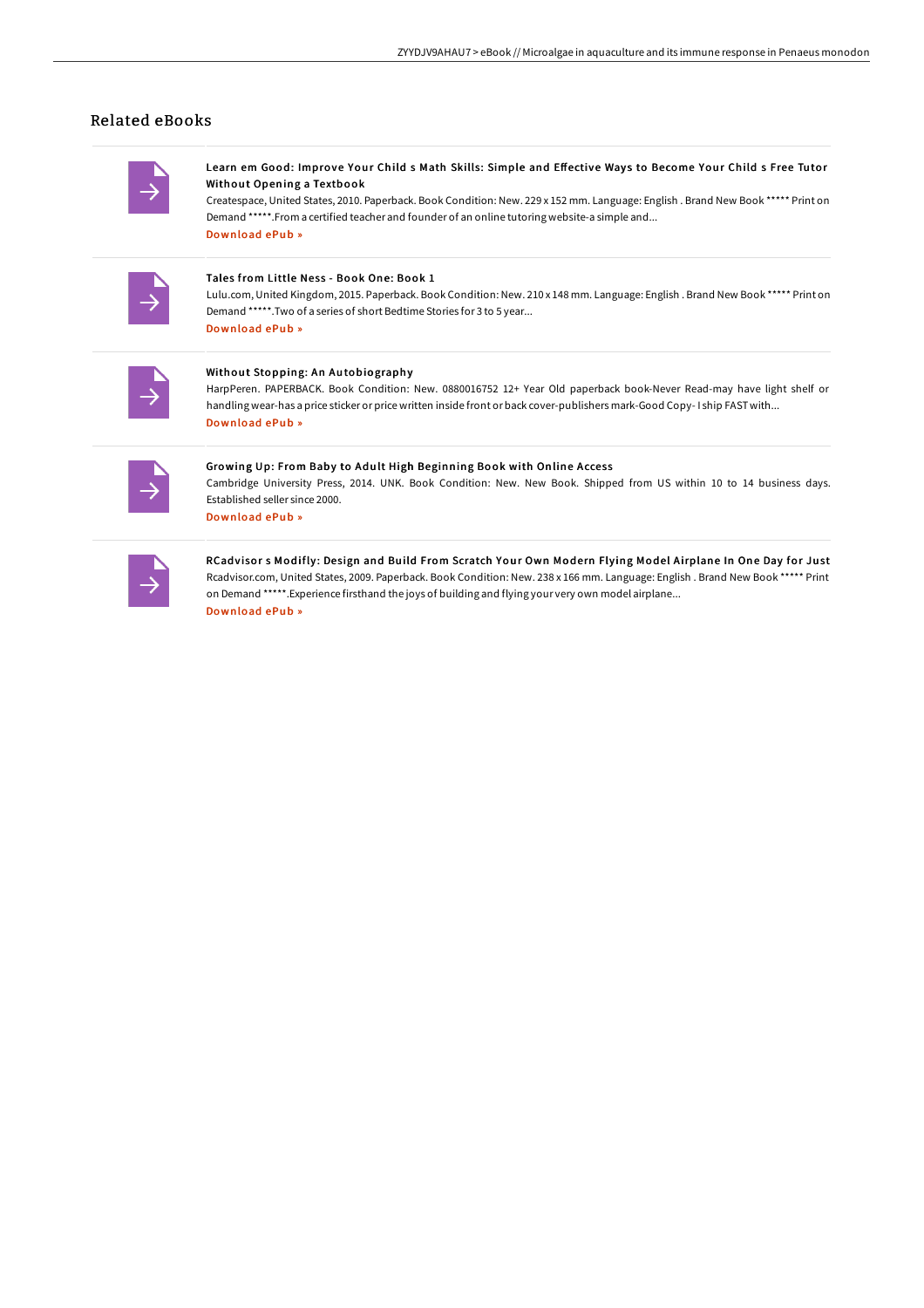## Related eBooks

**Learn em Good: Improve Your Child s Math Skills: Simple and Effective Ways to Become Your Child s Free Tutor Without Opening a Textbook**

Createspace, United States, 2010. Paperback. Book Condition: New. 229 x 152 mm. Language: English . Brand New Book ***** Print on Demand *****.From a certified teacher and founder of an online tutoring website-a simple and...

Download ePub »

**Tales from Little Ness - Book One: Book 1**

Lulu.com, United Kingdom, 2015. Paperback. Book Condition: New. 210 x 148 mm. Language: English . Brand New Book ***** Print on Demand *****.Two of a series of short Bedtime Stories for 3 to 5 year...

Download ePub »

**Without Stopping: An Autobiography**

HarpPeren. PAPERBACK. Book Condition: New. 0880016752 12+ Year Old paperback book-Never Read-may have light shelf or handling wear-has a price sticker or price written inside front or back cover-publishers mark-Good Copy- I ship FAST with...

Download ePub »

**Growing Up: From Baby to Adult High Beginning Book with Online Access**

Cambridge University Press, 2014. UNK. Book Condition: New. New Book. Shipped from US within 10 to 14 business days. Established seller since 2000.

Download ePub »

**RCadvisor s Modifly: Design and Build From Scratch Your Own Modern Flying Model Airplane In One Day for Just**

Rcadvisor.com, United States, 2009. Paperback. Book Condition: New. 238 x 166 mm. Language: English . Brand New Book ***** Print on Demand *****.Experience firsthand the joys of building and flying your very own model airplane...

Download ePub »